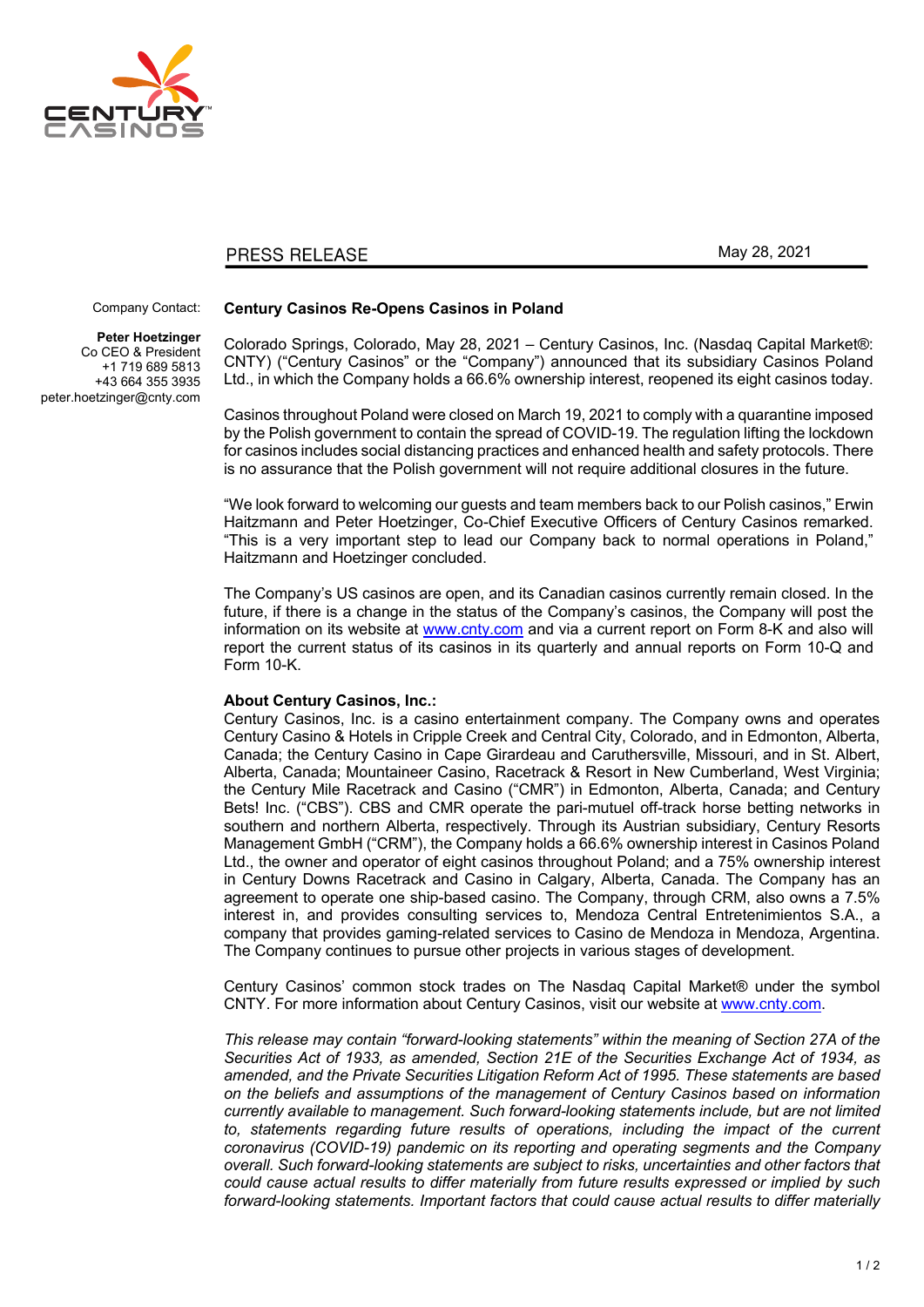PRESS RELEASE

May 28, 2021

Company Contact:

**Peter Hoetzinger**
Co CEO & President
+1 719 689 5813
+43 664 355 3935
peter.hoetzinger@cnty.com

## Century Casinos Re-Opens Casinos in Poland

Colorado Springs, Colorado, May 28, 2021 – Century Casinos, Inc. (Nasdaq Capital Market®: CNTY) ("Century Casinos" or the "Company") announced that its subsidiary Casinos Poland Ltd., in which the Company holds a 66.6% ownership interest, reopened its eight casinos today.

Casinos throughout Poland were closed on March 19, 2021 to comply with a quarantine imposed by the Polish government to contain the spread of COVID-19. The regulation lifting the lockdown for casinos includes social distancing practices and enhanced health and safety protocols. There is no assurance that the Polish government will not require additional closures in the future.

"We look forward to welcoming our guests and team members back to our Polish casinos," Erwin Haitzmann and Peter Hoetzinger, Co-Chief Executive Officers of Century Casinos remarked. "This is a very important step to lead our Company back to normal operations in Poland," Haitzmann and Hoetzinger concluded.

The Company's US casinos are open, and its Canadian casinos currently remain closed. In the future, if there is a change in the status of the Company's casinos, the Company will post the information on its website at www.cnty.com and via a current report on Form 8-K and also will report the current status of its casinos in its quarterly and annual reports on Form 10-Q and Form 10-K.

**About Century Casinos, Inc.:**
Century Casinos, Inc. is a casino entertainment company. The Company owns and operates Century Casino & Hotels in Cripple Creek and Central City, Colorado, and in Edmonton, Alberta, Canada; the Century Casino in Cape Girardeau and Caruthersville, Missouri, and in St. Albert, Alberta, Canada; Mountaineer Casino, Racetrack & Resort in New Cumberland, West Virginia; the Century Mile Racetrack and Casino ("CMR") in Edmonton, Alberta, Canada; and Century Bets! Inc. ("CBS"). CBS and CMR operate the pari-mutuel off-track horse betting networks in southern and northern Alberta, respectively. Through its Austrian subsidiary, Century Resorts Management GmbH ("CRM"), the Company holds a 66.6% ownership interest in Casinos Poland Ltd., the owner and operator of eight casinos throughout Poland; and a 75% ownership interest in Century Downs Racetrack and Casino in Calgary, Alberta, Canada. The Company has an agreement to operate one ship-based casino. The Company, through CRM, also owns a 7.5% interest in, and provides consulting services to, Mendoza Central Entretenimientos S.A., a company that provides gaming-related services to Casino de Mendoza in Mendoza, Argentina. The Company continues to pursue other projects in various stages of development.

Century Casinos' common stock trades on The Nasdaq Capital Market® under the symbol CNTY. For more information about Century Casinos, visit our website at www.cnty.com.

*This release may contain "forward-looking statements" within the meaning of Section 27A of the Securities Act of 1933, as amended, Section 21E of the Securities Exchange Act of 1934, as amended, and the Private Securities Litigation Reform Act of 1995. These statements are based on the beliefs and assumptions of the management of Century Casinos based on information currently available to management. Such forward-looking statements include, but are not limited to, statements regarding future results of operations, including the impact of the current coronavirus (COVID-19) pandemic on its reporting and operating segments and the Company overall. Such forward-looking statements are subject to risks, uncertainties and other factors that could cause actual results to differ materially from future results expressed or implied by such forward-looking statements. Important factors that could cause actual results to differ materially*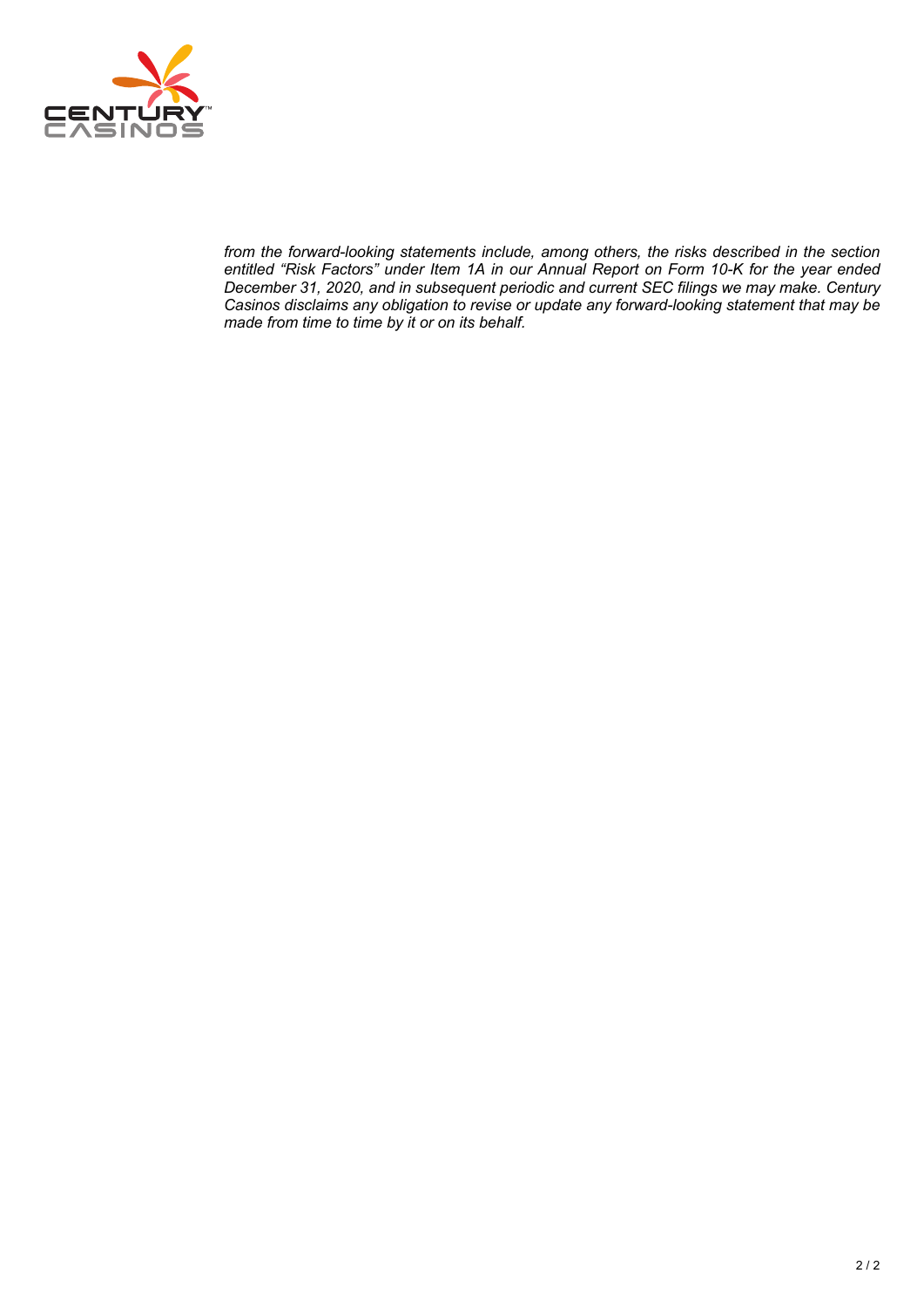*from the forward-looking statements include, among others, the risks described in the section entitled "Risk Factors" under Item 1A in our Annual Report on Form 10-K for the year ended December 31, 2020, and in subsequent periodic and current SEC filings we may make. Century Casinos disclaims any obligation to revise or update any forward-looking statement that may be made from time to time by it or on its behalf.*